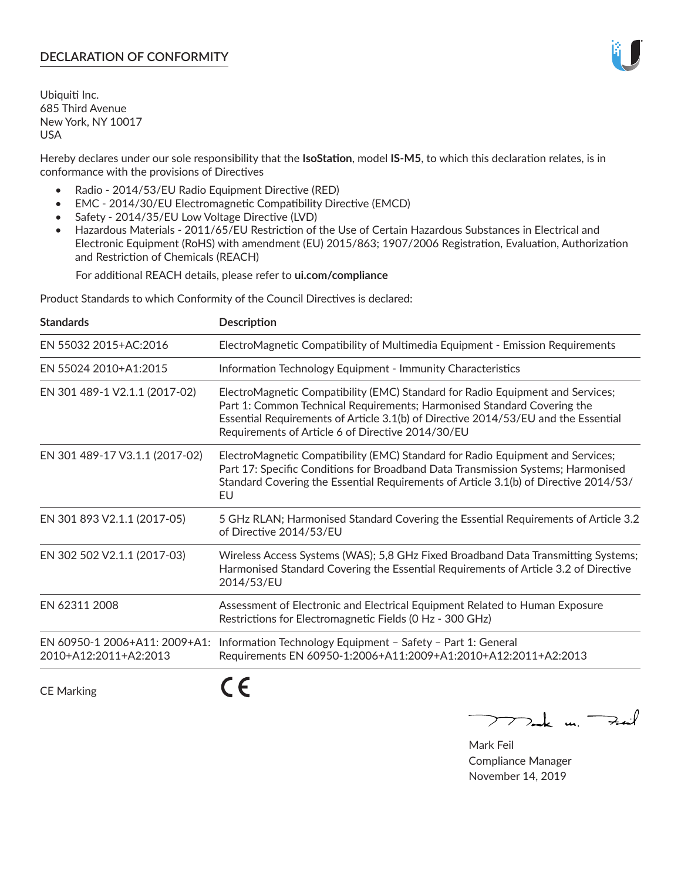## DECLARATION OF CONFORMITY

Ubiquiti Inc.
685 Third Avenue
New York, NY 10017
USA

Hereby declares under our sole responsibility that the **IsoStation**, model **IS-M5**, to which this declaration relates, is in conformance with the provisions of Directives

- Radio - 2014/53/EU Radio Equipment Directive (RED)
- EMC - 2014/30/EU Electromagnetic Compatibility Directive (EMCD)
- Safety - 2014/35/EU Low Voltage Directive (LVD)
- Hazardous Materials - 2011/65/EU Restriction of the Use of Certain Hazardous Substances in Electrical and Electronic Equipment (RoHS) with amendment (EU) 2015/863; 1907/2006 Registration, Evaluation, Authorization and Restriction of Chemicals (REACH)

  For additional REACH details, please refer to **ui.com/compliance**

Product Standards to which Conformity of the Council Directives is declared:

| Standards | Description |
| --- | --- |
| EN 55032 2015+AC:2016 | ElectroMagnetic Compatibility of Multimedia Equipment - Emission Requirements |
| EN 55024 2010+A1:2015 | Information Technology Equipment - Immunity Characteristics |
| EN 301 489-1 V2.1.1 (2017-02) | ElectroMagnetic Compatibility (EMC) Standard for Radio Equipment and Services; Part 1: Common Technical Requirements; Harmonised Standard Covering the Essential Requirements of Article 3.1(b) of Directive 2014/53/EU and the Essential Requirements of Article 6 of Directive 2014/30/EU |
| EN 301 489-17 V3.1.1 (2017-02) | ElectroMagnetic Compatibility (EMC) Standard for Radio Equipment and Services; Part 17: Specific Conditions for Broadband Data Transmission Systems; Harmonised Standard Covering the Essential Requirements of Article 3.1(b) of Directive 2014/53/EU |
| EN 301 893 V2.1.1 (2017-05) | 5 GHz RLAN; Harmonised Standard Covering the Essential Requirements of Article 3.2 of Directive 2014/53/EU |
| EN 302 502 V2.1.1 (2017-03) | Wireless Access Systems (WAS); 5,8 GHz Fixed Broadband Data Transmitting Systems; Harmonised Standard Covering the Essential Requirements of Article 3.2 of Directive 2014/53/EU |
| EN 62311 2008 | Assessment of Electronic and Electrical Equipment Related to Human Exposure Restrictions for Electromagnetic Fields (0 Hz - 300 GHz) |
| EN 60950-1 2006+A11: 2009+A1: 2010+A12:2011+A2:2013 | Information Technology Equipment – Safety – Part 1: General Requirements EN 60950-1:2006+A11:2009+A1:2010+A12:2011+A2:2013 |

CE Marking CE

Mark Feil
Compliance Manager
November 14, 2019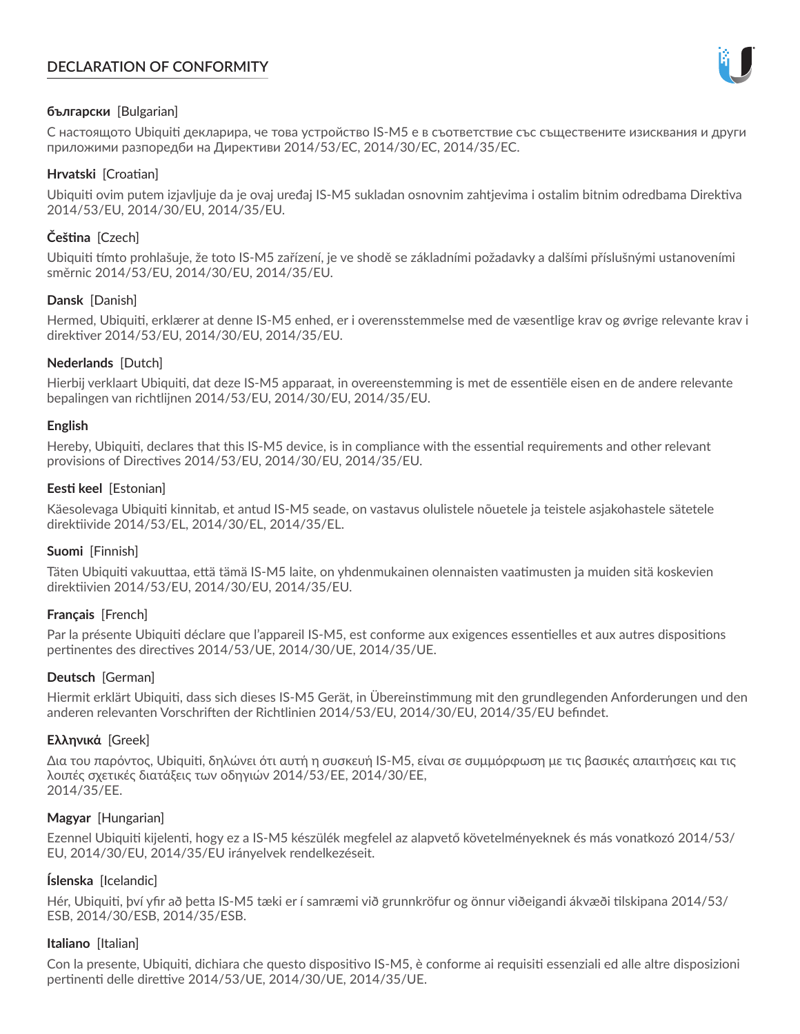# DECLARATION OF CONFORMITY

**български** [Bulgarian]

С настоящото Ubiquiti декларира, че това устройство IS-M5 е в съответствие със съществените изисквания и други приложими разпоредби на Директиви 2014/53/EC, 2014/30/ЕС, 2014/35/ЕС.

**Hrvatski** [Croatian]

Ubiquiti ovim putem izjavljuje da je ovaj uređaj IS-M5 sukladan osnovnim zahtjevima i ostalim bitnim odredbama Direktiva 2014/53/EU, 2014/30/EU, 2014/35/EU.

**Čeština** [Czech]

Ubiquiti tímto prohlašuje, že toto IS-M5 zařízení, je ve shodě se základními požadavky a dalšími příslušnými ustanoveními směrnic 2014/53/EU, 2014/30/EU, 2014/35/EU.

**Dansk** [Danish]

Hermed, Ubiquiti, erklærer at denne IS-M5 enhed, er i overensstemmelse med de væsentlige krav og øvrige relevante krav i direktiver 2014/53/EU, 2014/30/EU, 2014/35/EU.

**Nederlands** [Dutch]

Hierbij verklaart Ubiquiti, dat deze IS-M5 apparaat, in overeenstemming is met de essentiële eisen en de andere relevante bepalingen van richtlijnen 2014/53/EU, 2014/30/EU, 2014/35/EU.

**English**

Hereby, Ubiquiti, declares that this IS-M5 device, is in compliance with the essential requirements and other relevant provisions of Directives 2014/53/EU, 2014/30/EU, 2014/35/EU.

**Eesti keel** [Estonian]

Käesolevaga Ubiquiti kinnitab, et antud IS-M5 seade, on vastavus olulistele nõuetele ja teistele asjakohastele sätetele direktiivide 2014/53/EL, 2014/30/EL, 2014/35/EL.

**Suomi** [Finnish]

Täten Ubiquiti vakuuttaa, että tämä IS-M5 laite, on yhdenmukainen olennaisten vaatimusten ja muiden sitä koskevien direktiivien 2014/53/EU, 2014/30/EU, 2014/35/EU.

**Français** [French]

Par la présente Ubiquiti déclare que l'appareil IS-M5, est conforme aux exigences essentielles et aux autres dispositions pertinentes des directives 2014/53/UE, 2014/30/UE, 2014/35/UE.

**Deutsch** [German]

Hiermit erklärt Ubiquiti, dass sich dieses IS-M5 Gerät, in Übereinstimmung mit den grundlegenden Anforderungen und den anderen relevanten Vorschriften der Richtlinien 2014/53/EU, 2014/30/EU, 2014/35/EU befindet.

**Ελληνικά** [Greek]

Δια του παρόντος, Ubiquiti, δηλώνει ότι αυτή η συσκευή IS-M5, είναι σε συμμόρφωση με τις βασικές απαιτήσεις και τις λοιπές σχετικές διατάξεις των οδηγιών 2014/53/EE, 2014/30/EE, 2014/35/EE.

**Magyar** [Hungarian]

Ezennel Ubiquiti kijelenti, hogy ez a IS-M5 készülék megfelel az alapvető követelményeknek és más vonatkozó 2014/53/EU, 2014/30/EU, 2014/35/EU irányelvek rendelkezéseit.

**Íslenska** [Icelandic]

Hér, Ubiquiti, því yfir að þetta IS-M5 tæki er í samræmi við grunnkröfur og önnur viðeigandi ákvæði tilskipana 2014/53/ESB, 2014/30/ESB, 2014/35/ESB.

**Italiano** [Italian]

Con la presente, Ubiquiti, dichiara che questo dispositivo IS-M5, è conforme ai requisiti essenziali ed alle altre disposizioni pertinenti delle direttive 2014/53/UE, 2014/30/UE, 2014/35/UE.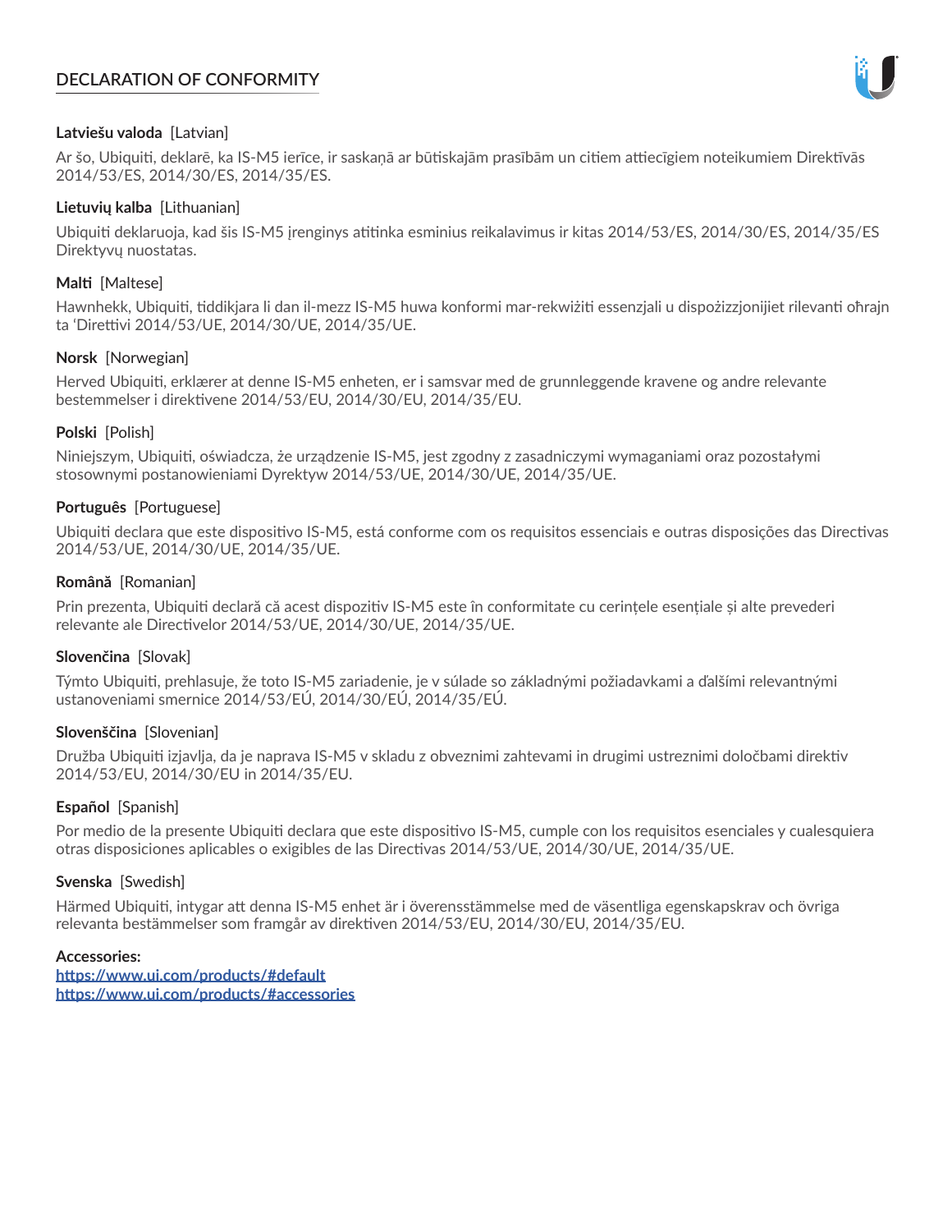# DECLARATION OF CONFORMITY

**Latviešu valoda** [Latvian]

Ar šo, Ubiquiti, deklarē, ka IS-M5 ierīce, ir saskaņā ar būtiskajām prasībām un citiem attiecīgiem noteikumiem Direktīvās 2014/53/ES, 2014/30/ES, 2014/35/ES.

**Lietuvių kalba** [Lithuanian]

Ubiquiti deklaruoja, kad šis IS-M5 įrenginys atitinka esminius reikalavimus ir kitas 2014/53/ES, 2014/30/ES, 2014/35/ES Direktyvų nuostatas.

**Malti** [Maltese]

Hawnhekk, Ubiquiti, tiddikjara li dan il-mezz IS-M5 huwa konformi mar-rekwiżiti essenzjali u dispożizzjonijiet rilevanti oħrajn ta 'Direttivi 2014/53/UE, 2014/30/UE, 2014/35/UE.

**Norsk** [Norwegian]

Herved Ubiquiti, erklærer at denne IS-M5 enheten, er i samsvar med de grunnleggende kravene og andre relevante bestemmelser i direktivene 2014/53/EU, 2014/30/EU, 2014/35/EU.

**Polski** [Polish]

Niniejszym, Ubiquiti, oświadcza, że urządzenie IS-M5, jest zgodny z zasadniczymi wymaganiami oraz pozostałymi stosownymi postanowieniami Dyrektyw 2014/53/UE, 2014/30/UE, 2014/35/UE.

**Português** [Portuguese]

Ubiquiti declara que este dispositivo IS-M5, está conforme com os requisitos essenciais e outras disposições das Directivas 2014/53/UE, 2014/30/UE, 2014/35/UE.

**Română** [Romanian]

Prin prezenta, Ubiquiti declară că acest dispozitiv IS-M5 este în conformitate cu cerințele esențiale și alte prevederi relevante ale Directivelor 2014/53/UE, 2014/30/UE, 2014/35/UE.

**Slovenčina** [Slovak]

Týmto Ubiquiti, prehlasuje, že toto IS-M5 zariadenie, je v súlade so základnými požiadavkami a ďalšími relevantnými ustanoveniami smernice 2014/53/EÚ, 2014/30/EÚ, 2014/35/EÚ.

**Slovenščina** [Slovenian]

Družba Ubiquiti izjavlja, da je naprava IS-M5 v skladu z obveznimi zahtevami in drugimi ustreznimi določbami direktiv 2014/53/EU, 2014/30/EU in 2014/35/EU.

**Español** [Spanish]

Por medio de la presente Ubiquiti declara que este dispositivo IS-M5, cumple con los requisitos esenciales y cualesquiera otras disposiciones aplicables o exigibles de las Directivas 2014/53/UE, 2014/30/UE, 2014/35/UE.

**Svenska** [Swedish]

Härmed Ubiquiti, intygar att denna IS-M5 enhet är i överensstämmelse med de väsentliga egenskapskrav och övriga relevanta bestämmelser som framgår av direktiven 2014/53/EU, 2014/30/EU, 2014/35/EU.

**Accessories:**
https://www.ui.com/products/#default
https://www.ui.com/products/#accessories